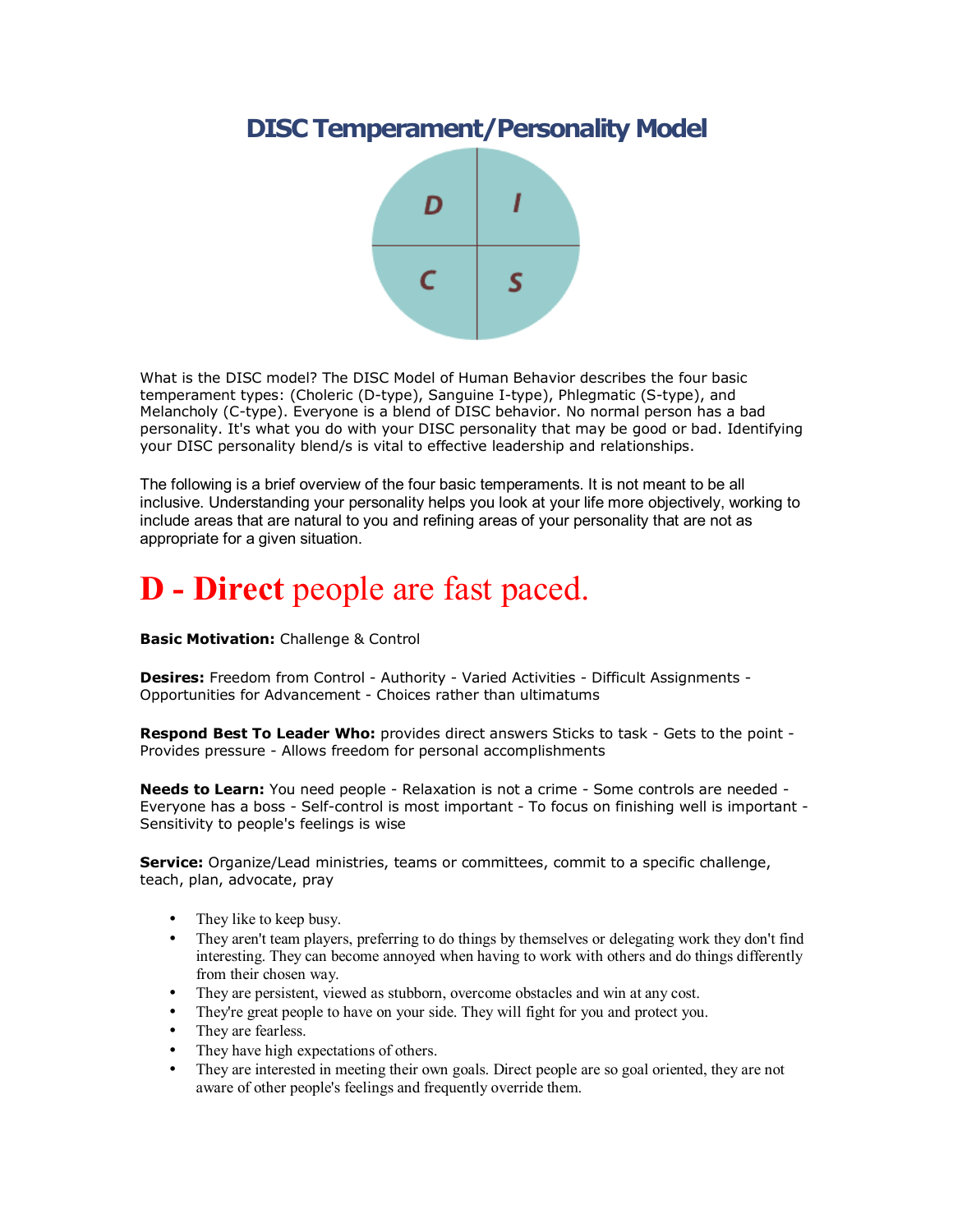# DISC Temperament/Personality Model

What is the DISC model? The DISC Model of Human Behavior describes the four basic temperament types: (Choleric (D-type), Sanguine I-type), Phlegmatic (S-type), and Melancholy (C-type). Everyone is a blend of DISC behavior. No normal person has a bad personality. It's what you do with your DISC personality that may be good or bad. Identifying your DISC personality blend/s is vital to effective leadership and relationships.

The following is a brief overview of the four basic temperaments. It is not meant to be all inclusive. Understanding your personality helps you look at your life more objectively, working to include areas that are natural to you and refining areas of your personality that are not as appropriate for a given situation.

## **D - Direct** people are fast paced.

**Basic Motivation:** Challenge & Control

**Desires:** Freedom from Control - Authority - Varied Activities - Difficult Assignments - Opportunities for Advancement - Choices rather than ultimatums

**Respond Best To Leader Who:** provides direct answers Sticks to task - Gets to the point - Provides pressure - Allows freedom for personal accomplishments

**Needs to Learn:** You need people - Relaxation is not a crime - Some controls are needed - Everyone has a boss - Self-control is most important - To focus on finishing well is important - Sensitivity to people's feelings is wise

**Service:** Organize/Lead ministries, teams or committees, commit to a specific challenge, teach, plan, advocate, pray

- They like to keep busy.
- They aren't team players, preferring to do things by themselves or delegating work they don't find interesting. They can become annoyed when having to work with others and do things differently from their chosen way.
- They are persistent, viewed as stubborn, overcome obstacles and win at any cost.
- They're great people to have on your side. They will fight for you and protect you.
- They are fearless.
- They have high expectations of others.
- They are interested in meeting their own goals. Direct people are so goal oriented, they are not aware of other people's feelings and frequently override them.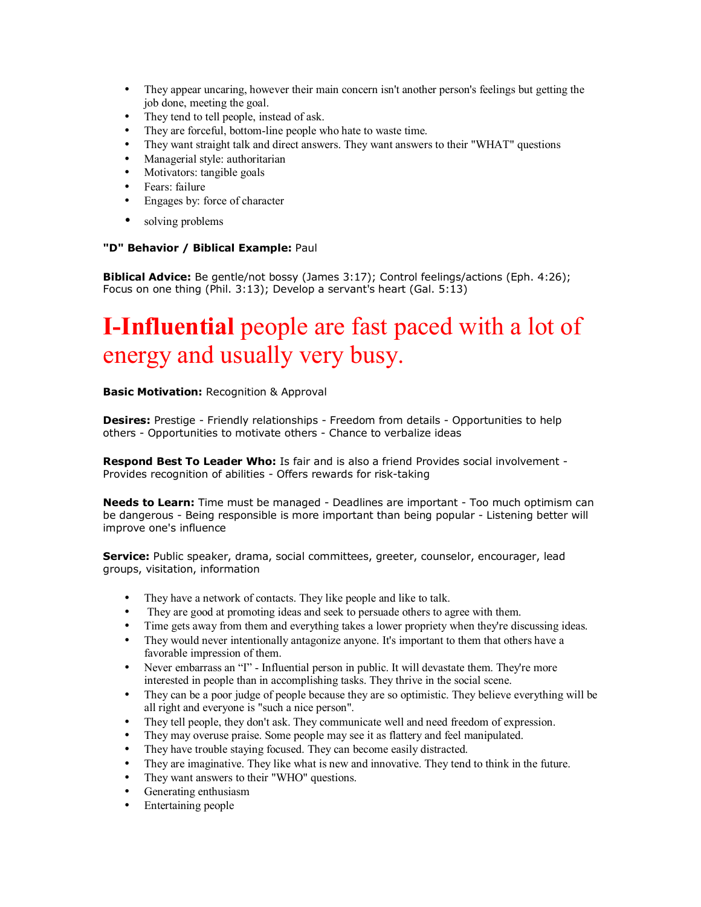- They appear uncaring, however their main concern isn't another person's feelings but getting the job done, meeting the goal.
- They tend to tell people, instead of ask.
- They are forceful, bottom-line people who hate to waste time.
- They want straight talk and direct answers. They want answers to their "WHAT" questions
- Managerial style: authoritarian
- Motivators: tangible goals
- Fears: failure
- Engages by: force of character
- solving problems

**"D" Behavior / Biblical Example:** Paul

**Biblical Advice:** Be gentle/not bossy (James 3:17); Control feelings/actions (Eph. 4:26); Focus on one thing (Phil. 3:13); Develop a servant's heart (Gal. 5:13)

# **I-Influential** people are fast paced with a lot of energy and usually very busy.

**Basic Motivation:** Recognition & Approval

**Desires:** Prestige - Friendly relationships - Freedom from details - Opportunities to help others - Opportunities to motivate others - Chance to verbalize ideas

**Respond Best To Leader Who:** Is fair and is also a friend Provides social involvement - Provides recognition of abilities - Offers rewards for risk-taking

**Needs to Learn:** Time must be managed - Deadlines are important - Too much optimism can be dangerous - Being responsible is more important than being popular - Listening better will improve one's influence

**Service:** Public speaker, drama, social committees, greeter, counselor, encourager, lead groups, visitation, information

- They have a network of contacts. They like people and like to talk.
- They are good at promoting ideas and seek to persuade others to agree with them.
- Time gets away from them and everything takes a lower propriety when they're discussing ideas.
- They would never intentionally antagonize anyone. It's important to them that others have a favorable impression of them.
- Never embarrass an "I" - Influential person in public. It will devastate them. They're more interested in people than in accomplishing tasks. They thrive in the social scene.
- They can be a poor judge of people because they are so optimistic. They believe everything will be all right and everyone is "such a nice person".
- They tell people, they don't ask. They communicate well and need freedom of expression.
- They may overuse praise. Some people may see it as flattery and feel manipulated.
- They have trouble staying focused. They can become easily distracted.
- They are imaginative. They like what is new and innovative. They tend to think in the future.
- They want answers to their "WHO" questions.
- Generating enthusiasm
- Entertaining people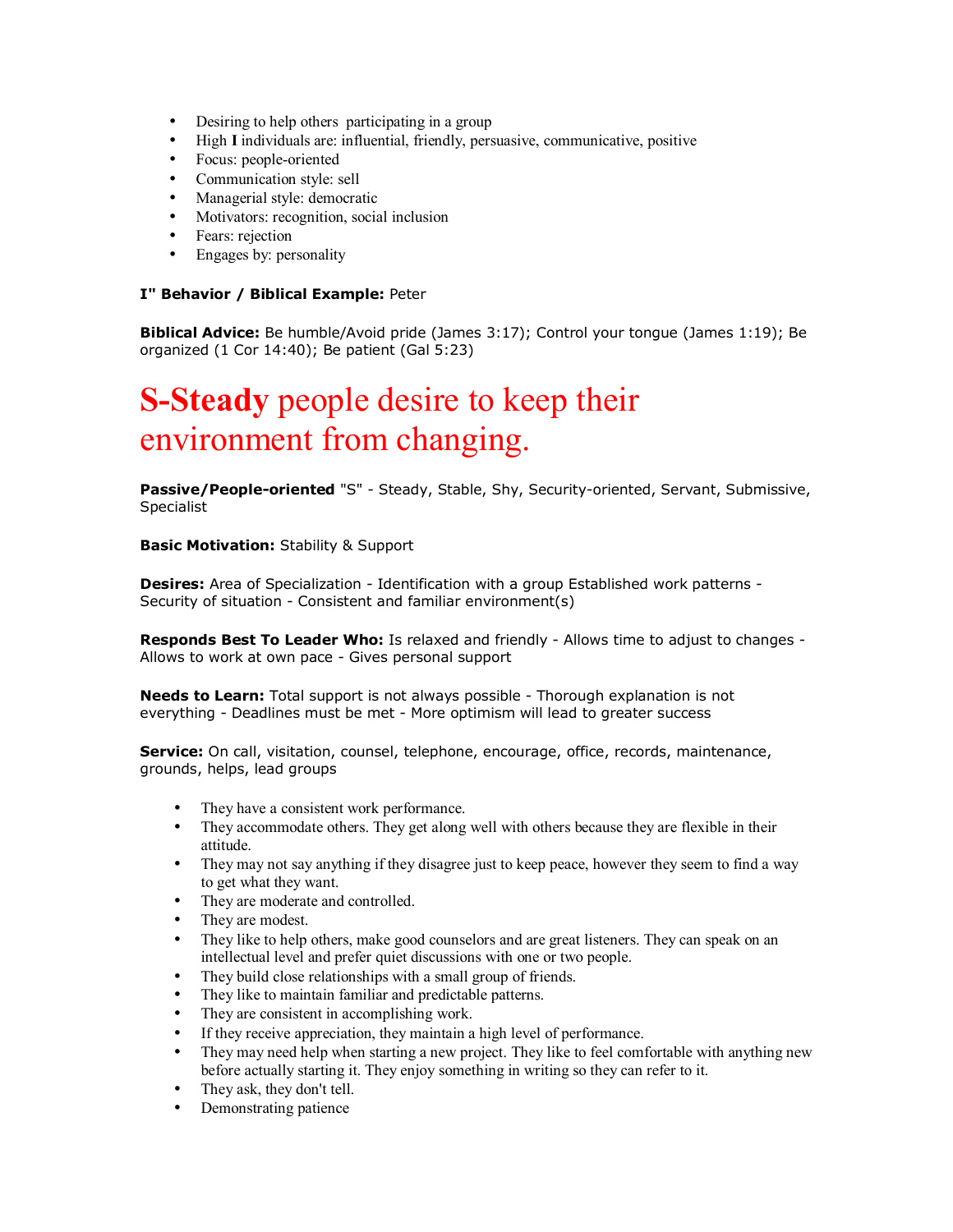- Desiring to help others  participating in a group
- High **I** individuals are: influential, friendly, persuasive, communicative, positive
- Focus: people-oriented
- Communication style: sell
- Managerial style: democratic
- Motivators: recognition, social inclusion
- Fears: rejection
- Engages by: personality

**I" Behavior / Biblical Example:** Peter

**Biblical Advice:** Be humble/Avoid pride (James 3:17); Control your tongue (James 1:19); Be organized (1 Cor 14:40); Be patient (Gal 5:23)

# **S-Steady** people desire to keep their environment from changing.

**Passive/People-oriented** "S" - Steady, Stable, Shy, Security-oriented, Servant, Submissive, Specialist

**Basic Motivation:** Stability & Support

**Desires:** Area of Specialization - Identification with a group Established work patterns - Security of situation - Consistent and familiar environment(s)

**Responds Best To Leader Who:** Is relaxed and friendly - Allows time to adjust to changes - Allows to work at own pace - Gives personal support

**Needs to Learn:** Total support is not always possible - Thorough explanation is not everything - Deadlines must be met - More optimism will lead to greater success

**Service:** On call, visitation, counsel, telephone, encourage, office, records, maintenance, grounds, helps, lead groups

- They have a consistent work performance.
- They accommodate others. They get along well with others because they are flexible in their attitude.
- They may not say anything if they disagree just to keep peace, however they seem to find a way to get what they want.
- They are moderate and controlled.
- They are modest.
- They like to help others, make good counselors and are great listeners. They can speak on an intellectual level and prefer quiet discussions with one or two people.
- They build close relationships with a small group of friends.
- They like to maintain familiar and predictable patterns.
- They are consistent in accomplishing work.
- If they receive appreciation, they maintain a high level of performance.
- They may need help when starting a new project. They like to feel comfortable with anything new before actually starting it. They enjoy something in writing so they can refer to it.
- They ask, they don't tell.
- Demonstrating patience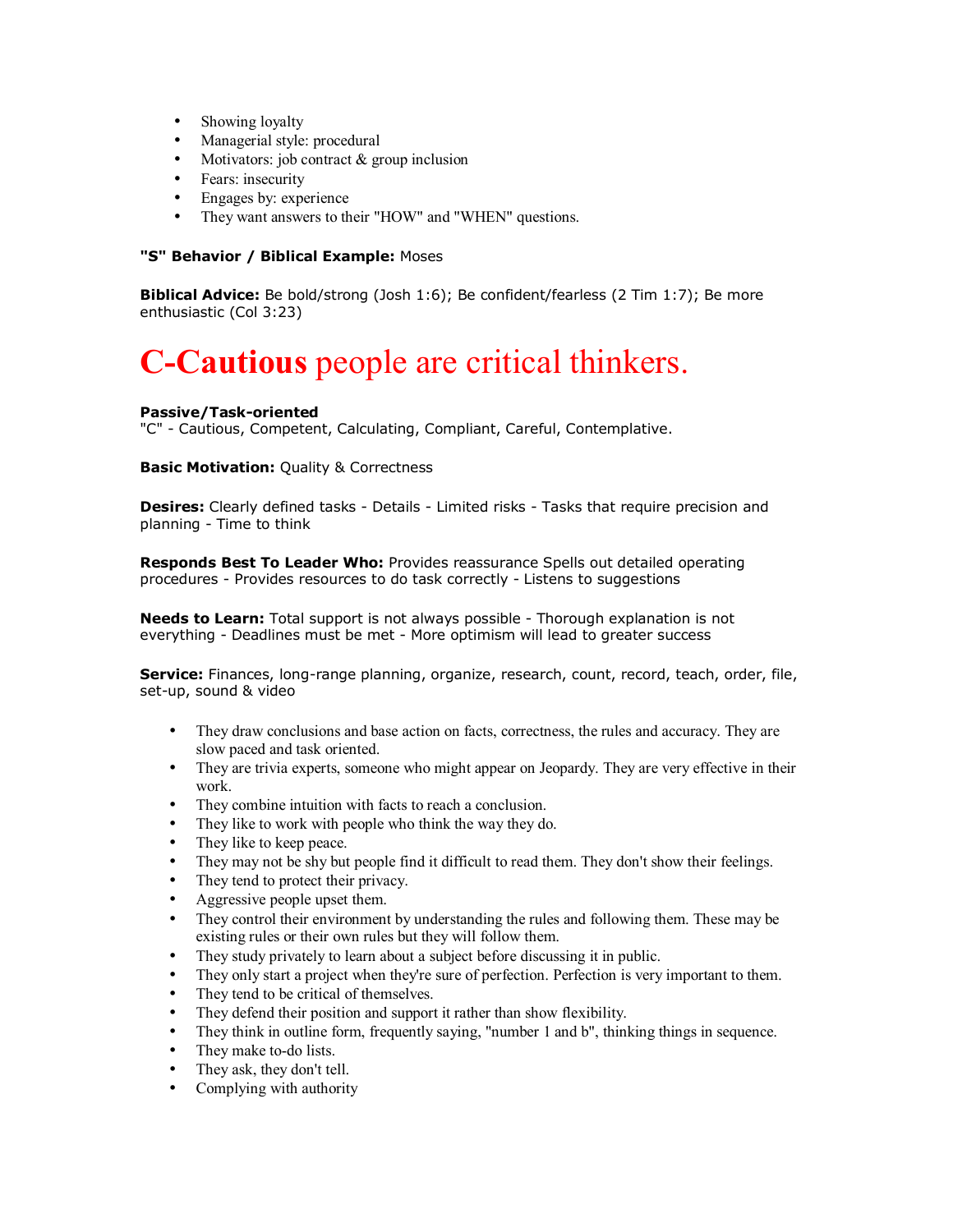- Showing loyalty
- Managerial style: procedural
- Motivators: job contract & group inclusion
- Fears: insecurity
- Engages by: experience
- They want answers to their "HOW" and "WHEN" questions.

**"S" Behavior / Biblical Example:** Moses

**Biblical Advice:** Be bold/strong (Josh 1:6); Be confident/fearless (2 Tim 1:7); Be more enthusiastic (Col 3:23)

# **C-Cautious** people are critical thinkers.

**Passive/Task-oriented**
"C" - Cautious, Competent, Calculating, Compliant, Careful, Contemplative.

**Basic Motivation:** Quality & Correctness

**Desires:** Clearly defined tasks - Details - Limited risks - Tasks that require precision and planning - Time to think

**Responds Best To Leader Who:** Provides reassurance Spells out detailed operating procedures - Provides resources to do task correctly - Listens to suggestions

**Needs to Learn:** Total support is not always possible - Thorough explanation is not everything - Deadlines must be met - More optimism will lead to greater success

**Service:** Finances, long-range planning, organize, research, count, record, teach, order, file, set-up, sound & video

- They draw conclusions and base action on facts, correctness, the rules and accuracy. They are slow paced and task oriented.
- They are trivia experts, someone who might appear on Jeopardy. They are very effective in their work.
- They combine intuition with facts to reach a conclusion.
- They like to work with people who think the way they do.
- They like to keep peace.
- They may not be shy but people find it difficult to read them. They don't show their feelings.
- They tend to protect their privacy.
- Aggressive people upset them.
- They control their environment by understanding the rules and following them. These may be existing rules or their own rules but they will follow them.
- They study privately to learn about a subject before discussing it in public.
- They only start a project when they're sure of perfection. Perfection is very important to them.
- They tend to be critical of themselves.
- They defend their position and support it rather than show flexibility.
- They think in outline form, frequently saying, "number 1 and b", thinking things in sequence.
- They make to-do lists.
- They ask, they don't tell.
- Complying with authority